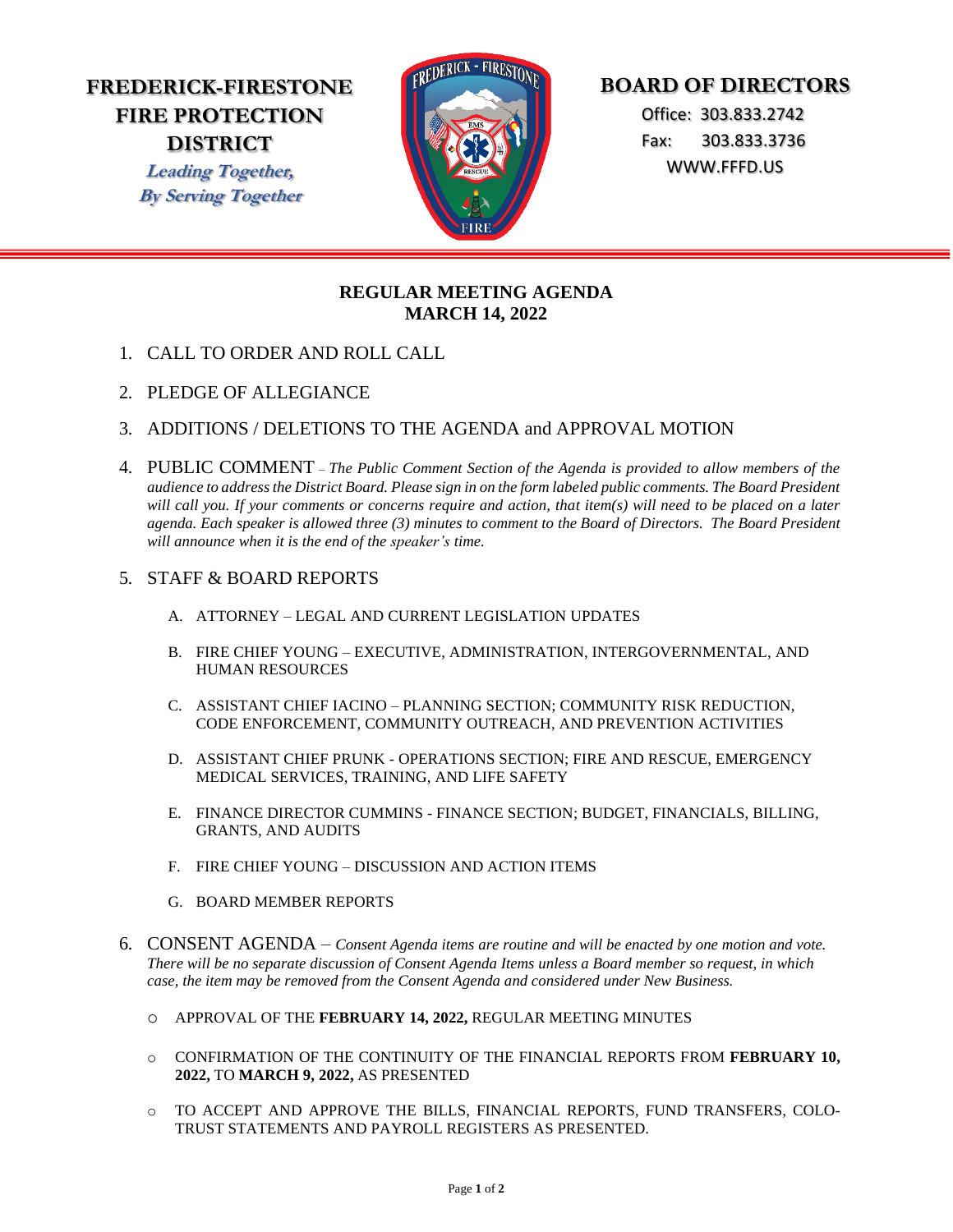**FREDERICK-FIRESTONE FIRE PROTECTION DISTRICT**

*Leading Together, By Serving Together*

**BOARD OF DIRECTORS**

Office: 303.833.2742
Fax: 303.833.3736
WWW.FFFD.US

## REGULAR MEETING AGENDA
## MARCH 14, 2022

1. CALL TO ORDER AND ROLL CALL

2. PLEDGE OF ALLEGIANCE

3. ADDITIONS / DELETIONS TO THE AGENDA and APPROVAL MOTION

4. PUBLIC COMMENT – *The Public Comment Section of the Agenda is provided to allow members of the audience to address the District Board. Please sign in on the form labeled public comments. The Board President will call you. If your comments or concerns require and action, that item(s) will need to be placed on a later agenda. Each speaker is allowed three (3) minutes to comment to the Board of Directors. The Board President will announce when it is the end of the speaker's time.*

5. STAFF & BOARD REPORTS

   A. ATTORNEY – LEGAL AND CURRENT LEGISLATION UPDATES

   B. FIRE CHIEF YOUNG – EXECUTIVE, ADMINISTRATION, INTERGOVERNMENTAL, AND HUMAN RESOURCES

   C. ASSISTANT CHIEF IACINO – PLANNING SECTION; COMMUNITY RISK REDUCTION, CODE ENFORCEMENT, COMMUNITY OUTREACH, AND PREVENTION ACTIVITIES

   D. ASSISTANT CHIEF PRUNK - OPERATIONS SECTION; FIRE AND RESCUE, EMERGENCY MEDICAL SERVICES, TRAINING, AND LIFE SAFETY

   E. FINANCE DIRECTOR CUMMINS - FINANCE SECTION; BUDGET, FINANCIALS, BILLING, GRANTS, AND AUDITS

   F. FIRE CHIEF YOUNG – DISCUSSION AND ACTION ITEMS

   G. BOARD MEMBER REPORTS

6. CONSENT AGENDA – *Consent Agenda items are routine and will be enacted by one motion and vote. There will be no separate discussion of Consent Agenda Items unless a Board member so request, in which case, the item may be removed from the Consent Agenda and considered under New Business.*

   - APPROVAL OF THE **FEBRUARY 14, 2022,** REGULAR MEETING MINUTES

   - CONFIRMATION OF THE CONTINUITY OF THE FINANCIAL REPORTS FROM **FEBRUARY 10, 2022,** TO **MARCH 9, 2022,** AS PRESENTED

   - TO ACCEPT AND APPROVE THE BILLS, FINANCIAL REPORTS, FUND TRANSFERS, COLO-TRUST STATEMENTS AND PAYROLL REGISTERS AS PRESENTED.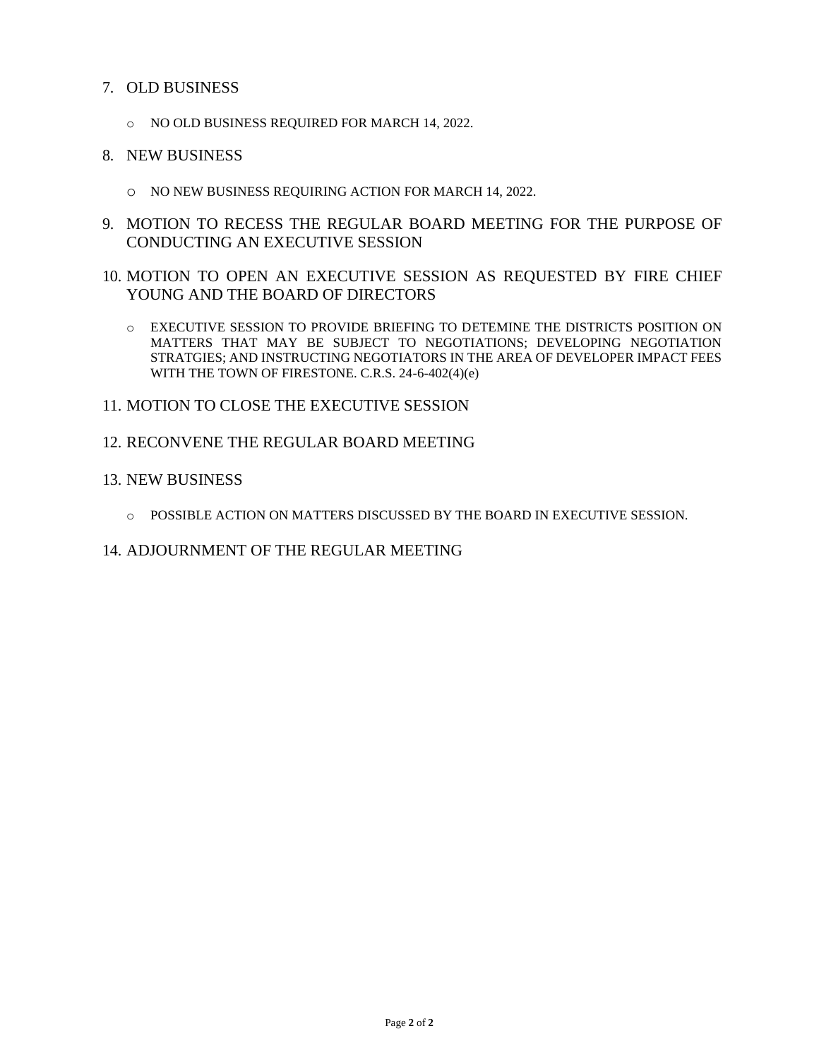7. OLD BUSINESS

   - NO OLD BUSINESS REQUIRED FOR MARCH 14, 2022.

8. NEW BUSINESS

   - NO NEW BUSINESS REQUIRING ACTION FOR MARCH 14, 2022.

9. MOTION TO RECESS THE REGULAR BOARD MEETING FOR THE PURPOSE OF CONDUCTING AN EXECUTIVE SESSION

10. MOTION TO OPEN AN EXECUTIVE SESSION AS REQUESTED BY FIRE CHIEF YOUNG AND THE BOARD OF DIRECTORS

    - EXECUTIVE SESSION TO PROVIDE BRIEFING TO DETEMINE THE DISTRICTS POSITION ON MATTERS THAT MAY BE SUBJECT TO NEGOTIATIONS; DEVELOPING NEGOTIATION STRATGIES; AND INSTRUCTING NEGOTIATORS IN THE AREA OF DEVELOPER IMPACT FEES WITH THE TOWN OF FIRESTONE. C.R.S. 24-6-402(4)(e)

11. MOTION TO CLOSE THE EXECUTIVE SESSION

12. RECONVENE THE REGULAR BOARD MEETING

13. NEW BUSINESS

    - POSSIBLE ACTION ON MATTERS DISCUSSED BY THE BOARD IN EXECUTIVE SESSION.

14. ADJOURNMENT OF THE REGULAR MEETING